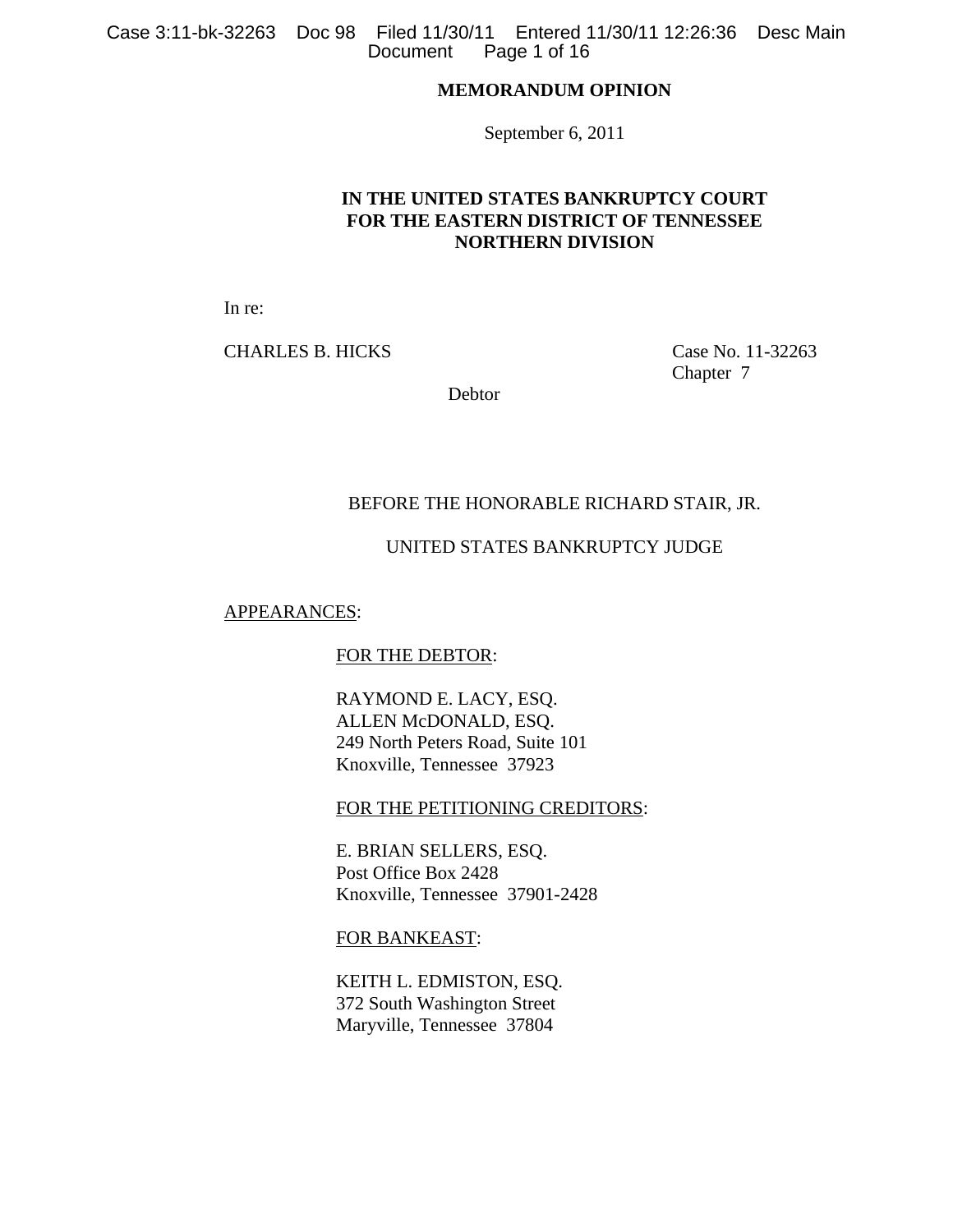**MEMORANDUM OPINION**

September 6, 2011

**IN THE UNITED STATES BANKRUPTCY COURT**
**FOR THE EASTERN DISTRICT OF TENNESSEE**
**NORTHERN DIVISION**

In re:

CHARLES B. HICKS

Case No. 11-32263
Chapter 7

Debtor

BEFORE THE HONORABLE RICHARD STAIR, JR.

UNITED STATES BANKRUPTCY JUDGE

APPEARANCES:

FOR THE DEBTOR:

RAYMOND E. LACY, ESQ.
ALLEN McDONALD, ESQ.
249 North Peters Road, Suite 101
Knoxville, Tennessee 37923

FOR THE PETITIONING CREDITORS:

E. BRIAN SELLERS, ESQ.
Post Office Box 2428
Knoxville, Tennessee 37901-2428

FOR BANKEAST:

KEITH L. EDMISTON, ESQ.
372 South Washington Street
Maryville, Tennessee 37804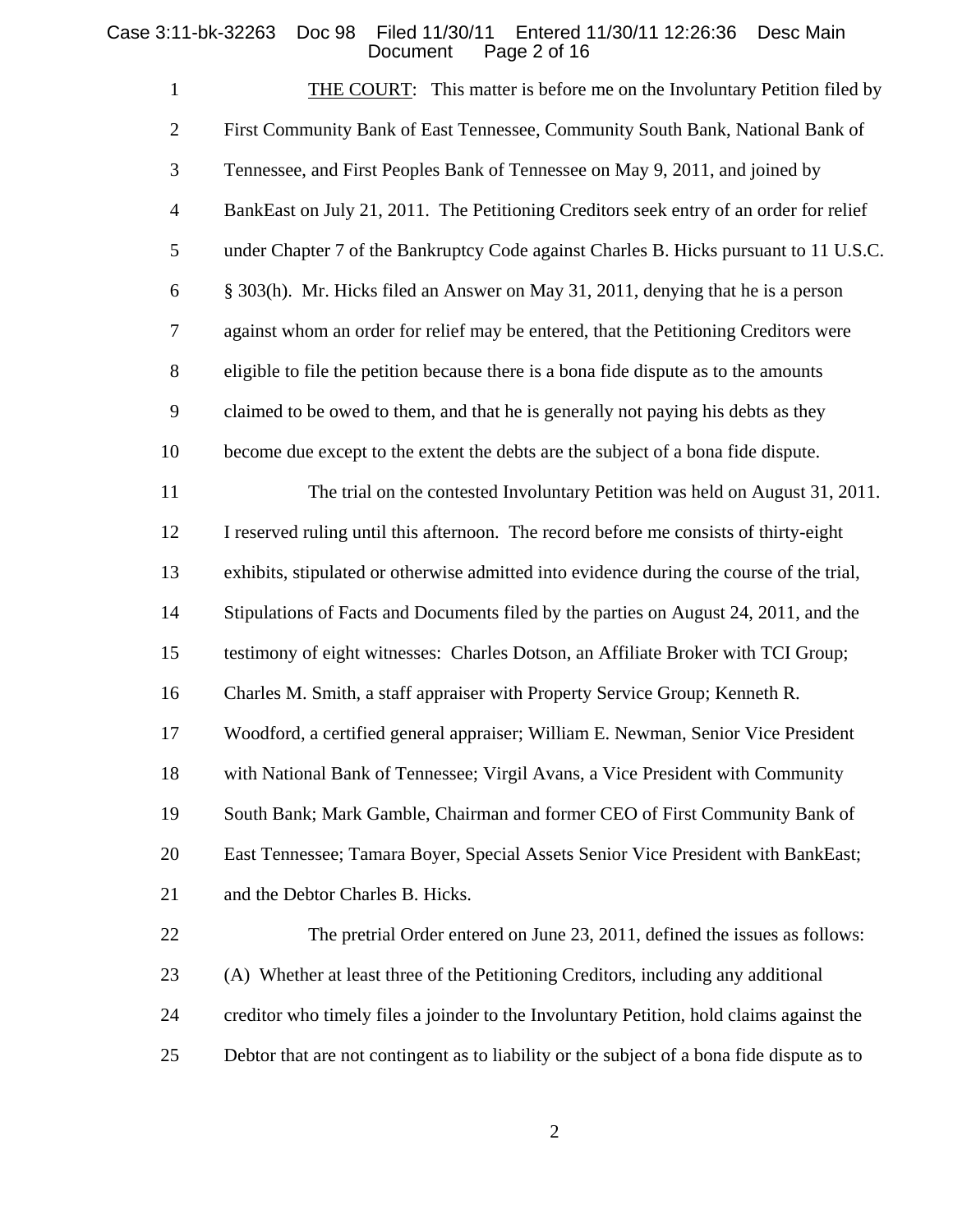<u>THE COURT</u>: This matter is before me on the Involuntary Petition filed by First Community Bank of East Tennessee, Community South Bank, National Bank of Tennessee, and First Peoples Bank of Tennessee on May 9, 2011, and joined by BankEast on July 21, 2011. The Petitioning Creditors seek entry of an order for relief under Chapter 7 of the Bankruptcy Code against Charles B. Hicks pursuant to 11 U.S.C. § 303(h). Mr. Hicks filed an Answer on May 31, 2011, denying that he is a person against whom an order for relief may be entered, that the Petitioning Creditors were eligible to file the petition because there is a bona fide dispute as to the amounts claimed to be owed to them, and that he is generally not paying his debts as they become due except to the extent the debts are the subject of a bona fide dispute.

The trial on the contested Involuntary Petition was held on August 31, 2011. I reserved ruling until this afternoon. The record before me consists of thirty-eight exhibits, stipulated or otherwise admitted into evidence during the course of the trial, Stipulations of Facts and Documents filed by the parties on August 24, 2011, and the testimony of eight witnesses: Charles Dotson, an Affiliate Broker with TCI Group; Charles M. Smith, a staff appraiser with Property Service Group; Kenneth R. Woodford, a certified general appraiser; William E. Newman, Senior Vice President with National Bank of Tennessee; Virgil Avans, a Vice President with Community South Bank; Mark Gamble, Chairman and former CEO of First Community Bank of East Tennessee; Tamara Boyer, Special Assets Senior Vice President with BankEast; and the Debtor Charles B. Hicks.

The pretrial Order entered on June 23, 2011, defined the issues as follows: (A) Whether at least three of the Petitioning Creditors, including any additional creditor who timely files a joinder to the Involuntary Petition, hold claims against the Debtor that are not contingent as to liability or the subject of a bona fide dispute as to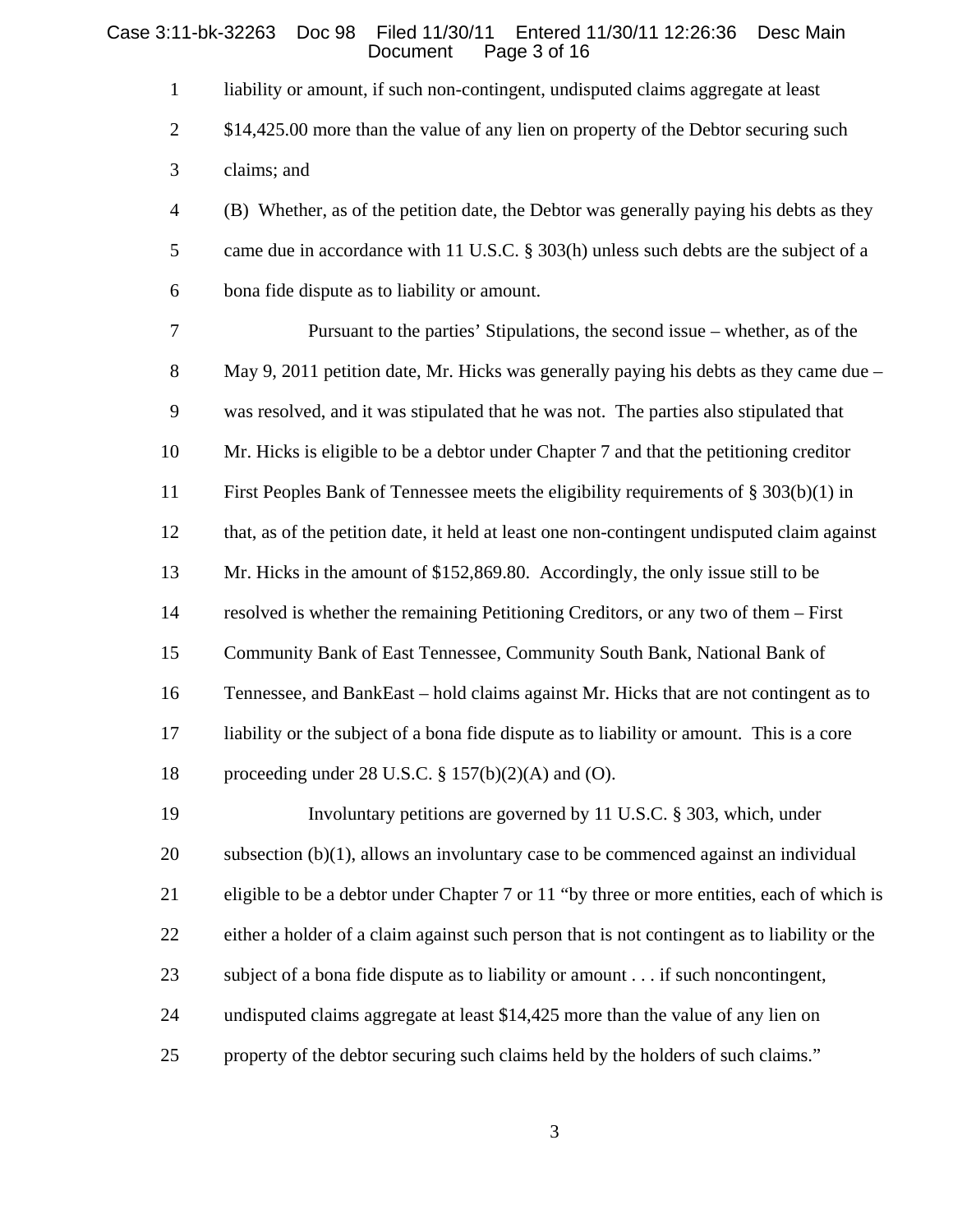liability or amount, if such non-contingent, undisputed claims aggregate at least $14,425.00 more than the value of any lien on property of the Debtor securing such claims; and

(B) Whether, as of the petition date, the Debtor was generally paying his debts as they came due in accordance with 11 U.S.C. § 303(h) unless such debts are the subject of a bona fide dispute as to liability or amount.

Pursuant to the parties' Stipulations, the second issue – whether, as of the May 9, 2011 petition date, Mr. Hicks was generally paying his debts as they came due – was resolved, and it was stipulated that he was not. The parties also stipulated that Mr. Hicks is eligible to be a debtor under Chapter 7 and that the petitioning creditor First Peoples Bank of Tennessee meets the eligibility requirements of § 303(b)(1) in that, as of the petition date, it held at least one non-contingent undisputed claim against Mr. Hicks in the amount of $152,869.80. Accordingly, the only issue still to be resolved is whether the remaining Petitioning Creditors, or any two of them – First Community Bank of East Tennessee, Community South Bank, National Bank of Tennessee, and BankEast – hold claims against Mr. Hicks that are not contingent as to liability or the subject of a bona fide dispute as to liability or amount. This is a core proceeding under 28 U.S.C. § 157(b)(2)(A) and (O).

Involuntary petitions are governed by 11 U.S.C. § 303, which, under subsection (b)(1), allows an involuntary case to be commenced against an individual eligible to be a debtor under Chapter 7 or 11 "by three or more entities, each of which is either a holder of a claim against such person that is not contingent as to liability or the subject of a bona fide dispute as to liability or amount . . . if such noncontingent, undisputed claims aggregate at least $14,425 more than the value of any lien on property of the debtor securing such claims held by the holders of such claims."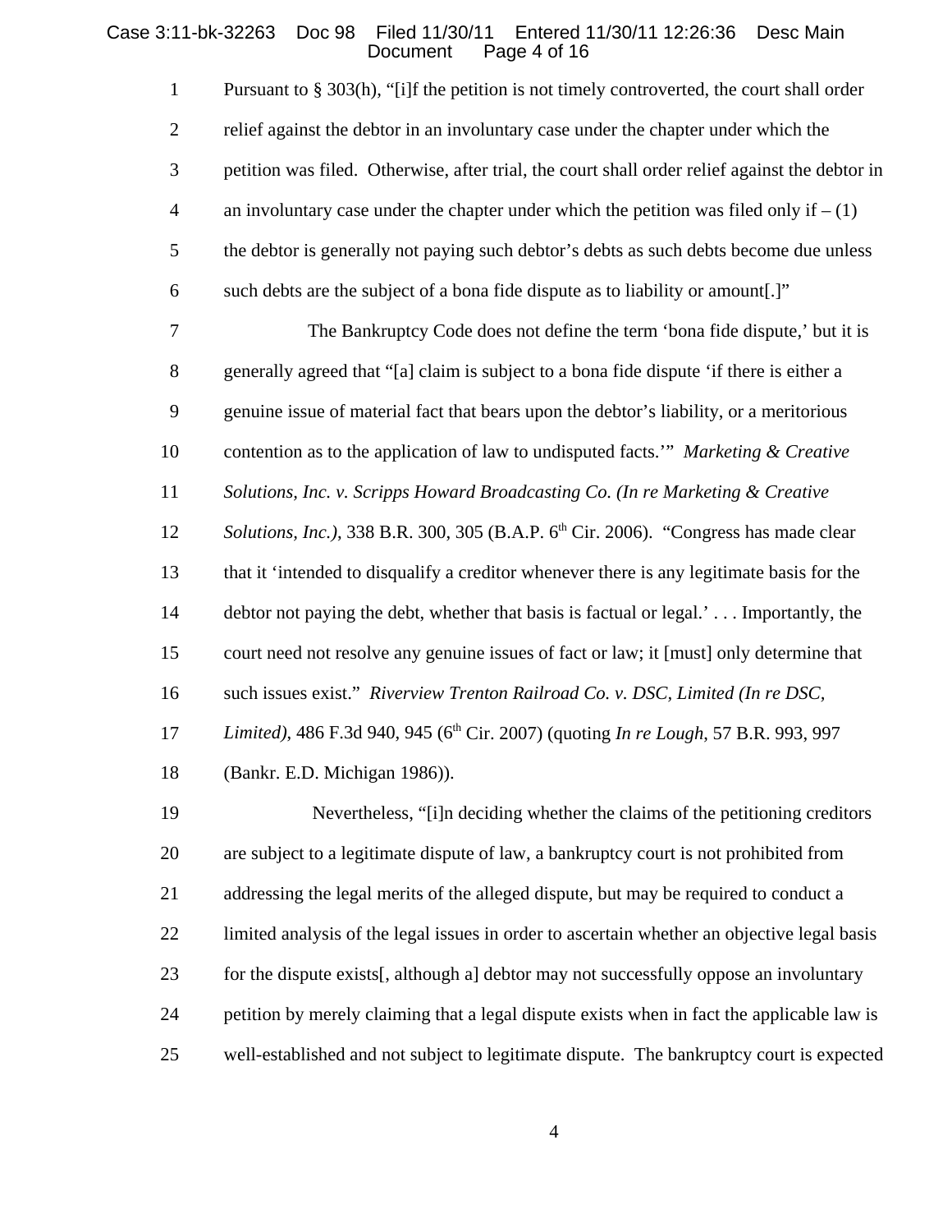Pursuant to § 303(h), "[i]f the petition is not timely controverted, the court shall order relief against the debtor in an involuntary case under the chapter under which the petition was filed. Otherwise, after trial, the court shall order relief against the debtor in an involuntary case under the chapter under which the petition was filed only if – (1) the debtor is generally not paying such debtor's debts as such debts become due unless such debts are the subject of a bona fide dispute as to liability or amount[.]"

The Bankruptcy Code does not define the term 'bona fide dispute,' but it is generally agreed that "[a] claim is subject to a bona fide dispute 'if there is either a genuine issue of material fact that bears upon the debtor's liability, or a meritorious contention as to the application of law to undisputed facts.'" *Marketing & Creative Solutions, Inc. v. Scripps Howard Broadcasting Co. (In re Marketing & Creative Solutions, Inc.),* 338 B.R. 300, 305 (B.A.P. 6th Cir. 2006). "Congress has made clear that it 'intended to disqualify a creditor whenever there is any legitimate basis for the debtor not paying the debt, whether that basis is factual or legal.' . . . Importantly, the court need not resolve any genuine issues of fact or law; it [must] only determine that such issues exist." *Riverview Trenton Railroad Co. v. DSC, Limited (In re DSC, Limited)*, 486 F.3d 940, 945 (6th Cir. 2007) (quoting *In re Lough*, 57 B.R. 993, 997 (Bankr. E.D. Michigan 1986)).

Nevertheless, "[i]n deciding whether the claims of the petitioning creditors are subject to a legitimate dispute of law, a bankruptcy court is not prohibited from addressing the legal merits of the alleged dispute, but may be required to conduct a limited analysis of the legal issues in order to ascertain whether an objective legal basis for the dispute exists[, although a] debtor may not successfully oppose an involuntary petition by merely claiming that a legal dispute exists when in fact the applicable law is well-established and not subject to legitimate dispute. The bankruptcy court is expected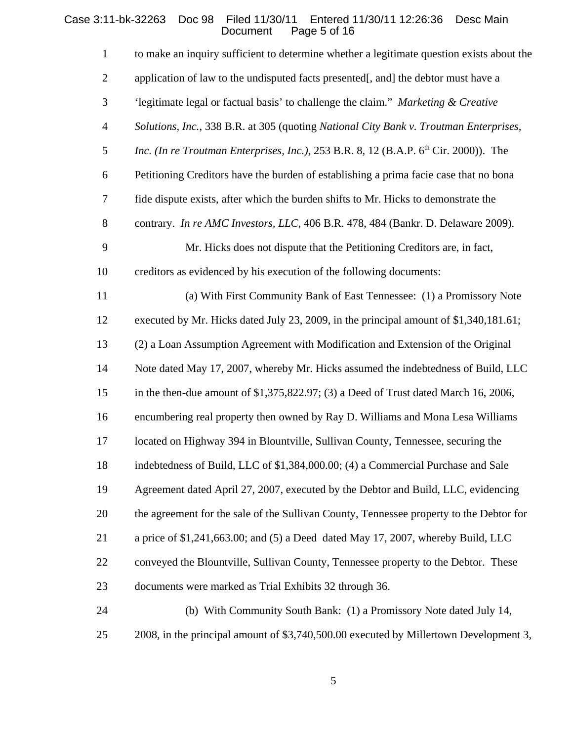to make an inquiry sufficient to determine whether a legitimate question exists about the application of law to the undisputed facts presented[, and] the debtor must have a 'legitimate legal or factual basis' to challenge the claim." *Marketing & Creative Solutions, Inc.*, 338 B.R. at 305 (quoting *National City Bank v. Troutman Enterprises, Inc. (In re Troutman Enterprises, Inc.)*, 253 B.R. 8, 12 (B.A.P. 6th Cir. 2000)). The Petitioning Creditors have the burden of establishing a prima facie case that no bona fide dispute exists, after which the burden shifts to Mr. Hicks to demonstrate the contrary. *In re AMC Investors, LLC*, 406 B.R. 478, 484 (Bankr. D. Delaware 2009).

Mr. Hicks does not dispute that the Petitioning Creditors are, in fact, creditors as evidenced by his execution of the following documents:

(a) With First Community Bank of East Tennessee: (1) a Promissory Note executed by Mr. Hicks dated July 23, 2009, in the principal amount of $1,340,181.61; (2) a Loan Assumption Agreement with Modification and Extension of the Original Note dated May 17, 2007, whereby Mr. Hicks assumed the indebtedness of Build, LLC in the then-due amount of $1,375,822.97; (3) a Deed of Trust dated March 16, 2006, encumbering real property then owned by Ray D. Williams and Mona Lesa Williams located on Highway 394 in Blountville, Sullivan County, Tennessee, securing the indebtedness of Build, LLC of $1,384,000.00; (4) a Commercial Purchase and Sale Agreement dated April 27, 2007, executed by the Debtor and Build, LLC, evidencing the agreement for the sale of the Sullivan County, Tennessee property to the Debtor for a price of $1,241,663.00; and (5) a Deed dated May 17, 2007, whereby Build, LLC conveyed the Blountville, Sullivan County, Tennessee property to the Debtor. These documents were marked as Trial Exhibits 32 through 36.

(b) With Community South Bank: (1) a Promissory Note dated July 14, 2008, in the principal amount of $3,740,500.00 executed by Millertown Development 3,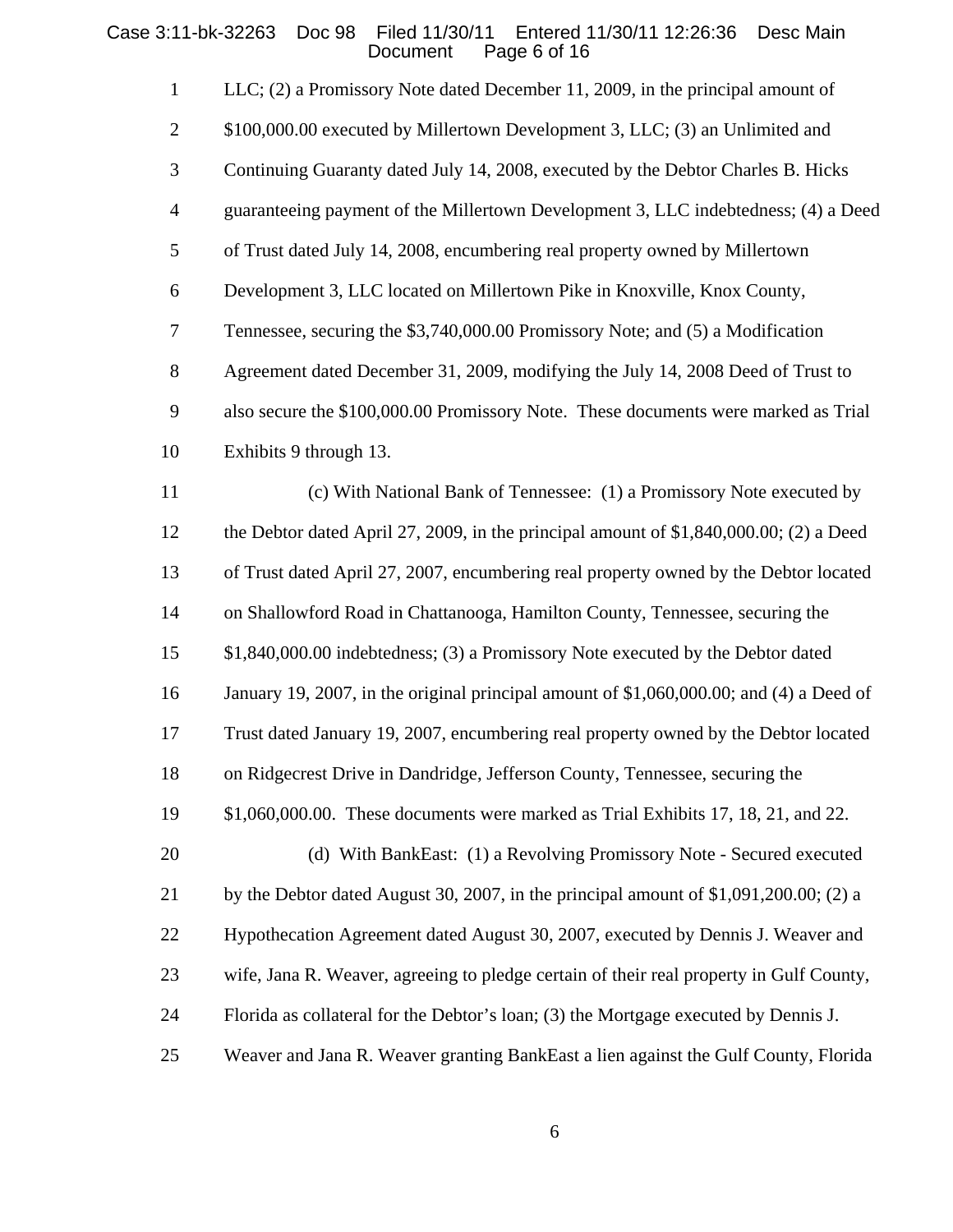LLC; (2) a Promissory Note dated December 11, 2009, in the principal amount of $100,000.00 executed by Millertown Development 3, LLC; (3) an Unlimited and Continuing Guaranty dated July 14, 2008, executed by the Debtor Charles B. Hicks guaranteeing payment of the Millertown Development 3, LLC indebtedness; (4) a Deed of Trust dated July 14, 2008, encumbering real property owned by Millertown Development 3, LLC located on Millertown Pike in Knoxville, Knox County, Tennessee, securing the $3,740,000.00 Promissory Note; and (5) a Modification Agreement dated December 31, 2009, modifying the July 14, 2008 Deed of Trust to also secure the $100,000.00 Promissory Note. These documents were marked as Trial Exhibits 9 through 13.

(c) With National Bank of Tennessee: (1) a Promissory Note executed by the Debtor dated April 27, 2009, in the principal amount of $1,840,000.00; (2) a Deed of Trust dated April 27, 2007, encumbering real property owned by the Debtor located on Shallowford Road in Chattanooga, Hamilton County, Tennessee, securing the $1,840,000.00 indebtedness; (3) a Promissory Note executed by the Debtor dated January 19, 2007, in the original principal amount of $1,060,000.00; and (4) a Deed of Trust dated January 19, 2007, encumbering real property owned by the Debtor located on Ridgecrest Drive in Dandridge, Jefferson County, Tennessee, securing the $1,060,000.00. These documents were marked as Trial Exhibits 17, 18, 21, and 22.

(d) With BankEast: (1) a Revolving Promissory Note - Secured executed by the Debtor dated August 30, 2007, in the principal amount of $1,091,200.00; (2) a Hypothecation Agreement dated August 30, 2007, executed by Dennis J. Weaver and wife, Jana R. Weaver, agreeing to pledge certain of their real property in Gulf County, Florida as collateral for the Debtor's loan; (3) the Mortgage executed by Dennis J. Weaver and Jana R. Weaver granting BankEast a lien against the Gulf County, Florida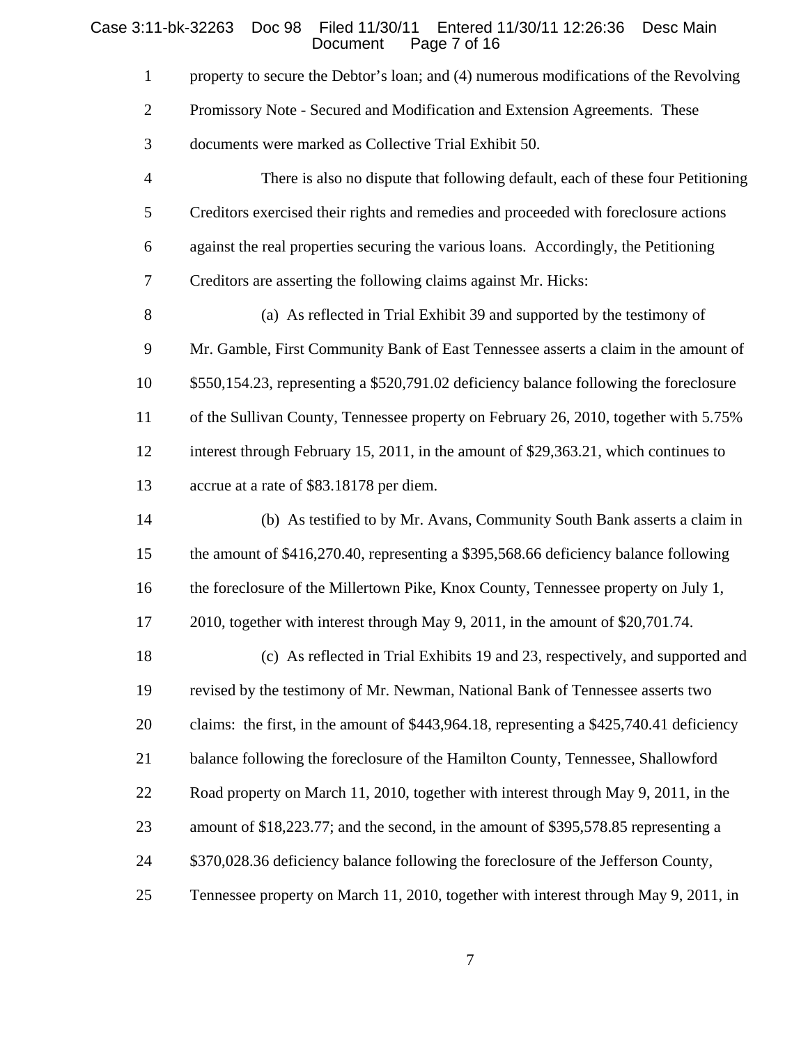property to secure the Debtor's loan; and (4) numerous modifications of the Revolving Promissory Note - Secured and Modification and Extension Agreements. These documents were marked as Collective Trial Exhibit 50.

There is also no dispute that following default, each of these four Petitioning Creditors exercised their rights and remedies and proceeded with foreclosure actions against the real properties securing the various loans. Accordingly, the Petitioning Creditors are asserting the following claims against Mr. Hicks:

(a) As reflected in Trial Exhibit 39 and supported by the testimony of Mr. Gamble, First Community Bank of East Tennessee asserts a claim in the amount of $550,154.23, representing a $520,791.02 deficiency balance following the foreclosure of the Sullivan County, Tennessee property on February 26, 2010, together with 5.75% interest through February 15, 2011, in the amount of $29,363.21, which continues to accrue at a rate of $83.18178 per diem.

(b) As testified to by Mr. Avans, Community South Bank asserts a claim in the amount of $416,270.40, representing a $395,568.66 deficiency balance following the foreclosure of the Millertown Pike, Knox County, Tennessee property on July 1, 2010, together with interest through May 9, 2011, in the amount of $20,701.74.

(c) As reflected in Trial Exhibits 19 and 23, respectively, and supported and revised by the testimony of Mr. Newman, National Bank of Tennessee asserts two claims: the first, in the amount of $443,964.18, representing a $425,740.41 deficiency balance following the foreclosure of the Hamilton County, Tennessee, Shallowford Road property on March 11, 2010, together with interest through May 9, 2011, in the amount of $18,223.77; and the second, in the amount of $395,578.85 representing a $370,028.36 deficiency balance following the foreclosure of the Jefferson County, Tennessee property on March 11, 2010, together with interest through May 9, 2011, in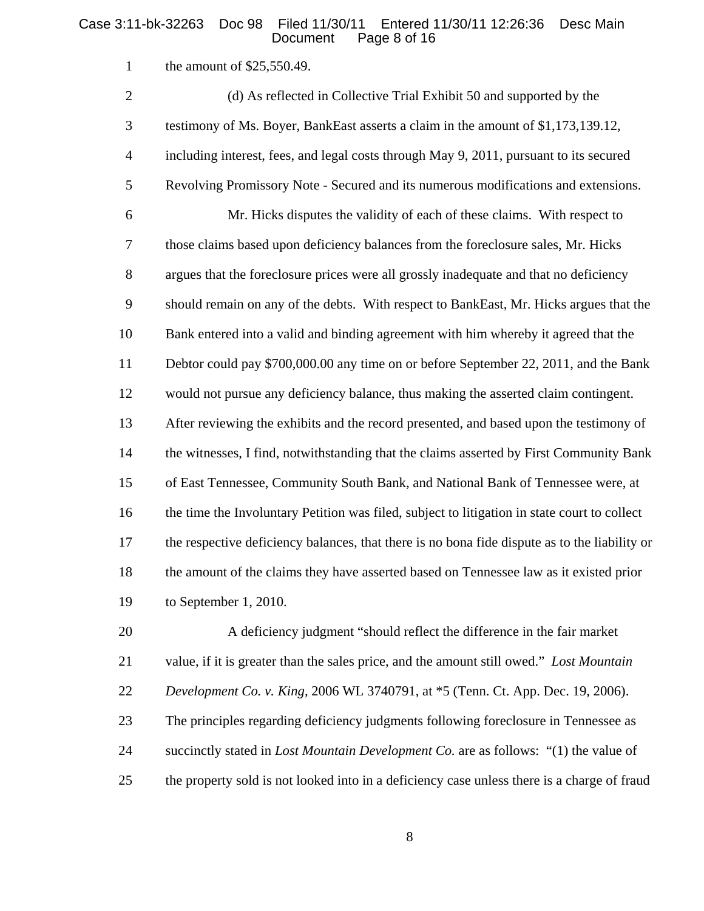the amount of $25,550.49.

(d) As reflected in Collective Trial Exhibit 50 and supported by the testimony of Ms. Boyer, BankEast asserts a claim in the amount of $1,173,139.12, including interest, fees, and legal costs through May 9, 2011, pursuant to its secured Revolving Promissory Note - Secured and its numerous modifications and extensions.

Mr. Hicks disputes the validity of each of these claims. With respect to those claims based upon deficiency balances from the foreclosure sales, Mr. Hicks argues that the foreclosure prices were all grossly inadequate and that no deficiency should remain on any of the debts. With respect to BankEast, Mr. Hicks argues that the Bank entered into a valid and binding agreement with him whereby it agreed that the Debtor could pay $700,000.00 any time on or before September 22, 2011, and the Bank would not pursue any deficiency balance, thus making the asserted claim contingent. After reviewing the exhibits and the record presented, and based upon the testimony of the witnesses, I find, notwithstanding that the claims asserted by First Community Bank of East Tennessee, Community South Bank, and National Bank of Tennessee were, at the time the Involuntary Petition was filed, subject to litigation in state court to collect the respective deficiency balances, that there is no bona fide dispute as to the liability or the amount of the claims they have asserted based on Tennessee law as it existed prior to September 1, 2010.

A deficiency judgment "should reflect the difference in the fair market value, if it is greater than the sales price, and the amount still owed." *Lost Mountain Development Co. v. King*, 2006 WL 3740791, at *5 (Tenn. Ct. App. Dec. 19, 2006). The principles regarding deficiency judgments following foreclosure in Tennessee as succinctly stated in *Lost Mountain Development Co.* are as follows: "(1) the value of the property sold is not looked into in a deficiency case unless there is a charge of fraud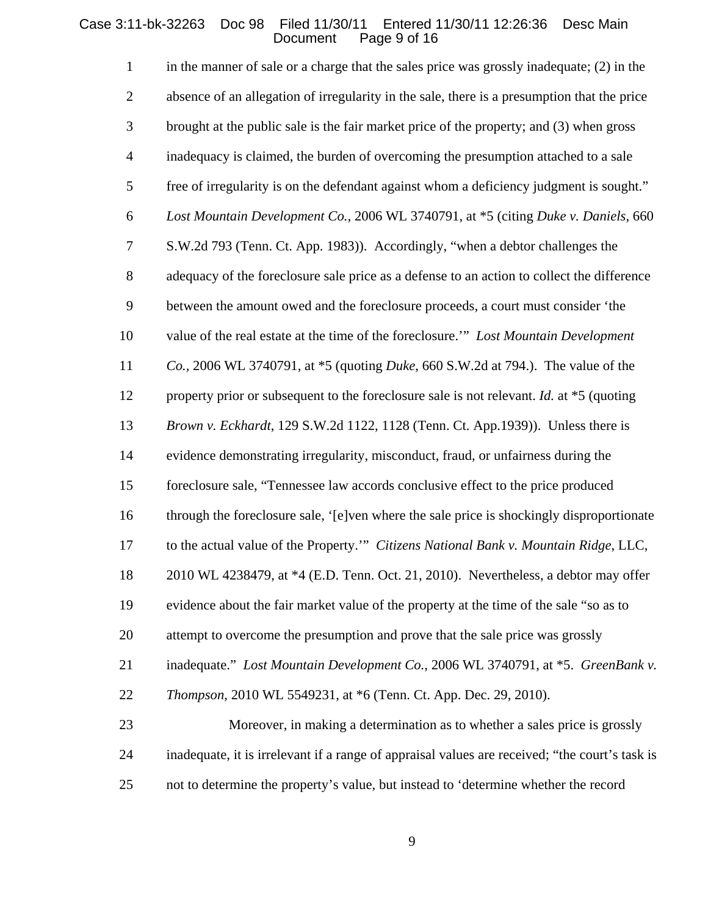in the manner of sale or a charge that the sales price was grossly inadequate; (2) in the absence of an allegation of irregularity in the sale, there is a presumption that the price brought at the public sale is the fair market price of the property; and (3) when gross inadequacy is claimed, the burden of overcoming the presumption attached to a sale free of irregularity is on the defendant against whom a deficiency judgment is sought." *Lost Mountain Development Co.*, 2006 WL 3740791, at *5 (citing *Duke v. Daniels*, 660 S.W.2d 793 (Tenn. Ct. App. 1983)). Accordingly, "when a debtor challenges the adequacy of the foreclosure sale price as a defense to an action to collect the difference between the amount owed and the foreclosure proceeds, a court must consider 'the value of the real estate at the time of the foreclosure.'" *Lost Mountain Development Co.*, 2006 WL 3740791, at *5 (quoting *Duke*, 660 S.W.2d at 794.). The value of the property prior or subsequent to the foreclosure sale is not relevant. *Id.* at *5 (quoting *Brown v. Eckhardt*, 129 S.W.2d 1122, 1128 (Tenn. Ct. App.1939)). Unless there is evidence demonstrating irregularity, misconduct, fraud, or unfairness during the foreclosure sale, "Tennessee law accords conclusive effect to the price produced through the foreclosure sale, '[e]ven where the sale price is shockingly disproportionate to the actual value of the Property.'" *Citizens National Bank v. Mountain Ridge*, LLC, 2010 WL 4238479, at *4 (E.D. Tenn. Oct. 21, 2010). Nevertheless, a debtor may offer evidence about the fair market value of the property at the time of the sale "so as to attempt to overcome the presumption and prove that the sale price was grossly inadequate." *Lost Mountain Development Co.*, 2006 WL 3740791, at *5. *GreenBank v. Thompson*, 2010 WL 5549231, at *6 (Tenn. Ct. App. Dec. 29, 2010).

Moreover, in making a determination as to whether a sales price is grossly inadequate, it is irrelevant if a range of appraisal values are received; "the court's task is not to determine the property's value, but instead to 'determine whether the record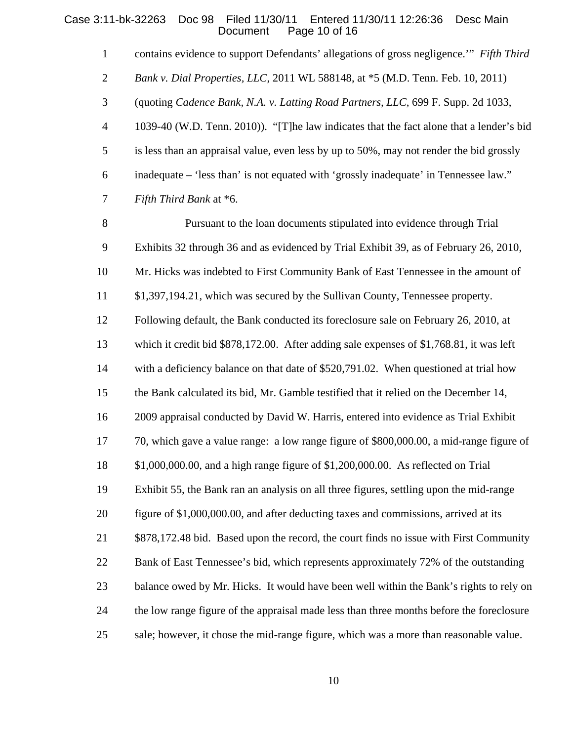contains evidence to support Defendants' allegations of gross negligence.'" *Fifth Third Bank v. Dial Properties, LLC*, 2011 WL 588148, at *5 (M.D. Tenn. Feb. 10, 2011) (quoting *Cadence Bank, N.A. v. Latting Road Partners, LLC*, 699 F. Supp. 2d 1033, 1039-40 (W.D. Tenn. 2010)). "[T]he law indicates that the fact alone that a lender's bid is less than an appraisal value, even less by up to 50%, may not render the bid grossly inadequate – 'less than' is not equated with 'grossly inadequate' in Tennessee law." *Fifth Third Bank* at *6.

Pursuant to the loan documents stipulated into evidence through Trial Exhibits 32 through 36 and as evidenced by Trial Exhibit 39, as of February 26, 2010, Mr. Hicks was indebted to First Community Bank of East Tennessee in the amount of $1,397,194.21, which was secured by the Sullivan County, Tennessee property. Following default, the Bank conducted its foreclosure sale on February 26, 2010, at which it credit bid $878,172.00. After adding sale expenses of $1,768.81, it was left with a deficiency balance on that date of $520,791.02. When questioned at trial how the Bank calculated its bid, Mr. Gamble testified that it relied on the December 14, 2009 appraisal conducted by David W. Harris, entered into evidence as Trial Exhibit 70, which gave a value range: a low range figure of $800,000.00, a mid-range figure of $1,000,000.00, and a high range figure of $1,200,000.00. As reflected on Trial Exhibit 55, the Bank ran an analysis on all three figures, settling upon the mid-range figure of $1,000,000.00, and after deducting taxes and commissions, arrived at its $878,172.48 bid. Based upon the record, the court finds no issue with First Community Bank of East Tennessee's bid, which represents approximately 72% of the outstanding balance owed by Mr. Hicks. It would have been well within the Bank's rights to rely on the low range figure of the appraisal made less than three months before the foreclosure sale; however, it chose the mid-range figure, which was a more than reasonable value.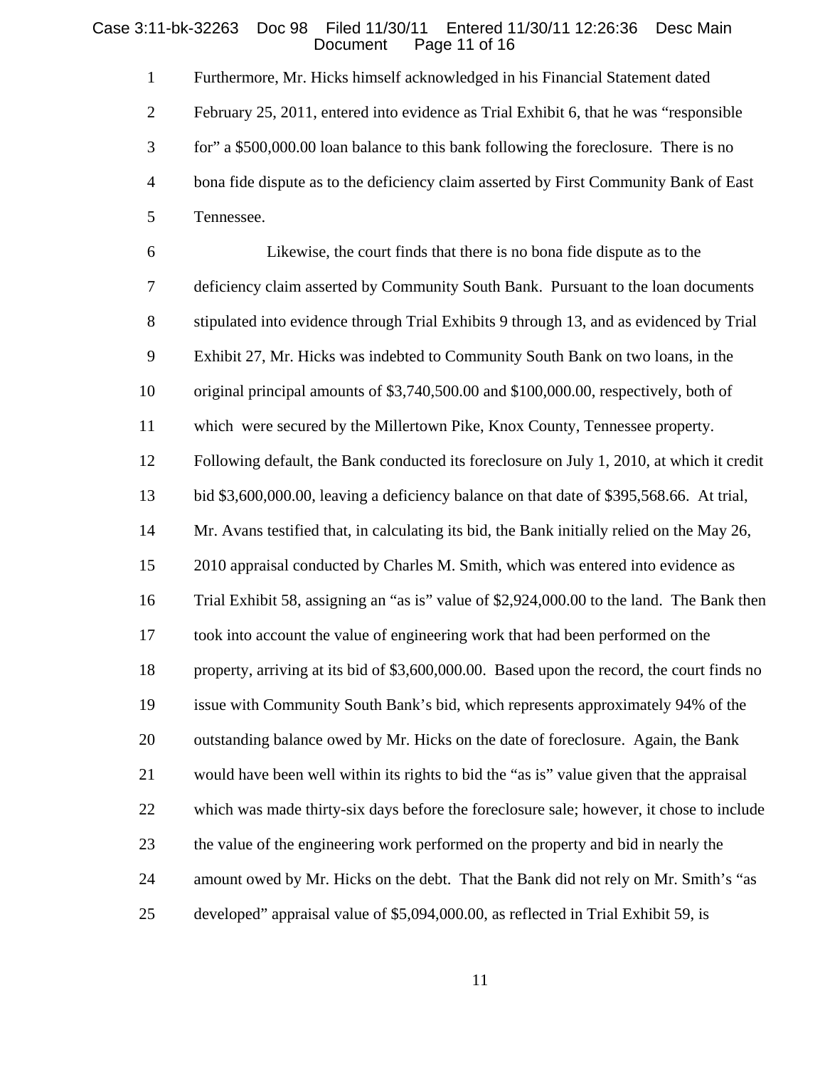Furthermore, Mr. Hicks himself acknowledged in his Financial Statement dated February 25, 2011, entered into evidence as Trial Exhibit 6, that he was "responsible for" a $500,000.00 loan balance to this bank following the foreclosure. There is no bona fide dispute as to the deficiency claim asserted by First Community Bank of East Tennessee.

Likewise, the court finds that there is no bona fide dispute as to the deficiency claim asserted by Community South Bank. Pursuant to the loan documents stipulated into evidence through Trial Exhibits 9 through 13, and as evidenced by Trial Exhibit 27, Mr. Hicks was indebted to Community South Bank on two loans, in the original principal amounts of $3,740,500.00 and $100,000.00, respectively, both of which were secured by the Millertown Pike, Knox County, Tennessee property. Following default, the Bank conducted its foreclosure on July 1, 2010, at which it credit bid $3,600,000.00, leaving a deficiency balance on that date of $395,568.66. At trial, Mr. Avans testified that, in calculating its bid, the Bank initially relied on the May 26, 2010 appraisal conducted by Charles M. Smith, which was entered into evidence as Trial Exhibit 58, assigning an "as is" value of $2,924,000.00 to the land. The Bank then took into account the value of engineering work that had been performed on the property, arriving at its bid of $3,600,000.00. Based upon the record, the court finds no issue with Community South Bank's bid, which represents approximately 94% of the outstanding balance owed by Mr. Hicks on the date of foreclosure. Again, the Bank would have been well within its rights to bid the "as is" value given that the appraisal which was made thirty-six days before the foreclosure sale; however, it chose to include the value of the engineering work performed on the property and bid in nearly the amount owed by Mr. Hicks on the debt. That the Bank did not rely on Mr. Smith's "as developed" appraisal value of $5,094,000.00, as reflected in Trial Exhibit 59, is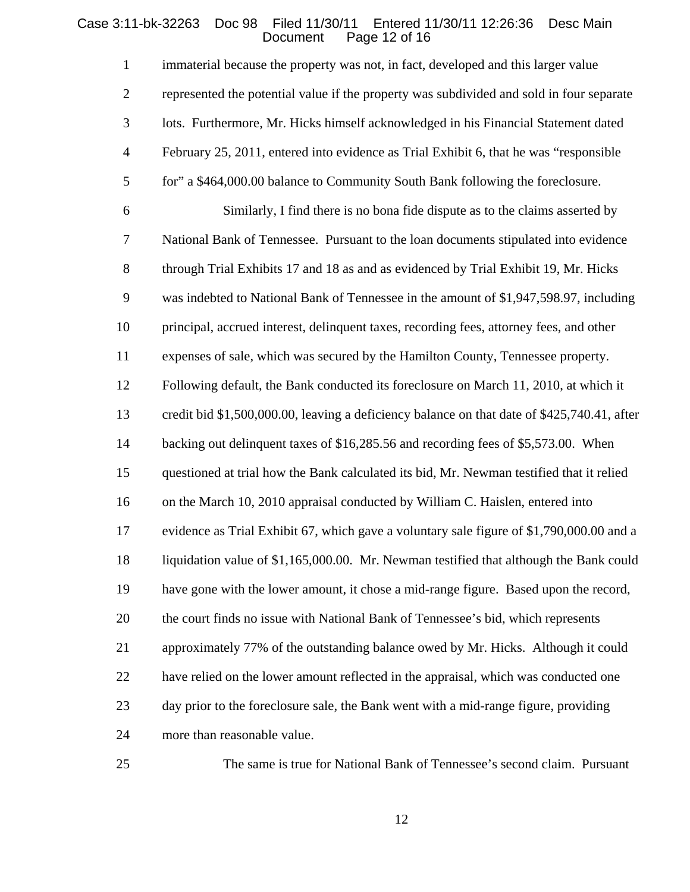immaterial because the property was not, in fact, developed and this larger value represented the potential value if the property was subdivided and sold in four separate lots. Furthermore, Mr. Hicks himself acknowledged in his Financial Statement dated February 25, 2011, entered into evidence as Trial Exhibit 6, that he was "responsible for" a $464,000.00 balance to Community South Bank following the foreclosure.

Similarly, I find there is no bona fide dispute as to the claims asserted by National Bank of Tennessee. Pursuant to the loan documents stipulated into evidence through Trial Exhibits 17 and 18 as and as evidenced by Trial Exhibit 19, Mr. Hicks was indebted to National Bank of Tennessee in the amount of $1,947,598.97, including principal, accrued interest, delinquent taxes, recording fees, attorney fees, and other expenses of sale, which was secured by the Hamilton County, Tennessee property. Following default, the Bank conducted its foreclosure on March 11, 2010, at which it credit bid $1,500,000.00, leaving a deficiency balance on that date of $425,740.41, after backing out delinquent taxes of $16,285.56 and recording fees of $5,573.00. When questioned at trial how the Bank calculated its bid, Mr. Newman testified that it relied on the March 10, 2010 appraisal conducted by William C. Haislen, entered into evidence as Trial Exhibit 67, which gave a voluntary sale figure of $1,790,000.00 and a liquidation value of $1,165,000.00. Mr. Newman testified that although the Bank could have gone with the lower amount, it chose a mid-range figure. Based upon the record, the court finds no issue with National Bank of Tennessee's bid, which represents approximately 77% of the outstanding balance owed by Mr. Hicks. Although it could have relied on the lower amount reflected in the appraisal, which was conducted one day prior to the foreclosure sale, the Bank went with a mid-range figure, providing more than reasonable value.

The same is true for National Bank of Tennessee's second claim. Pursuant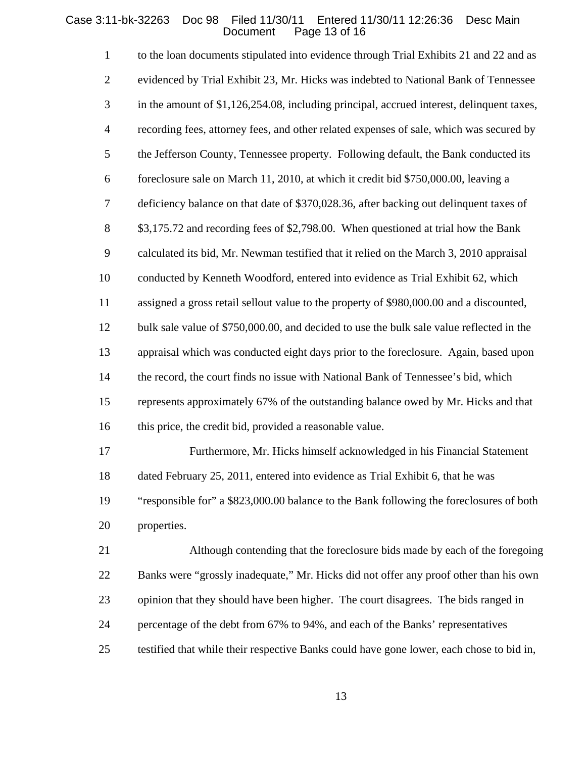to the loan documents stipulated into evidence through Trial Exhibits 21 and 22 and as evidenced by Trial Exhibit 23, Mr. Hicks was indebted to National Bank of Tennessee in the amount of $1,126,254.08, including principal, accrued interest, delinquent taxes, recording fees, attorney fees, and other related expenses of sale, which was secured by the Jefferson County, Tennessee property. Following default, the Bank conducted its foreclosure sale on March 11, 2010, at which it credit bid $750,000.00, leaving a deficiency balance on that date of $370,028.36, after backing out delinquent taxes of $3,175.72 and recording fees of $2,798.00. When questioned at trial how the Bank calculated its bid, Mr. Newman testified that it relied on the March 3, 2010 appraisal conducted by Kenneth Woodford, entered into evidence as Trial Exhibit 62, which assigned a gross retail sellout value to the property of $980,000.00 and a discounted, bulk sale value of $750,000.00, and decided to use the bulk sale value reflected in the appraisal which was conducted eight days prior to the foreclosure. Again, based upon the record, the court finds no issue with National Bank of Tennessee's bid, which represents approximately 67% of the outstanding balance owed by Mr. Hicks and that this price, the credit bid, provided a reasonable value.

Furthermore, Mr. Hicks himself acknowledged in his Financial Statement dated February 25, 2011, entered into evidence as Trial Exhibit 6, that he was "responsible for" a $823,000.00 balance to the Bank following the foreclosures of both properties.

Although contending that the foreclosure bids made by each of the foregoing Banks were "grossly inadequate," Mr. Hicks did not offer any proof other than his own opinion that they should have been higher. The court disagrees. The bids ranged in percentage of the debt from 67% to 94%, and each of the Banks' representatives testified that while their respective Banks could have gone lower, each chose to bid in,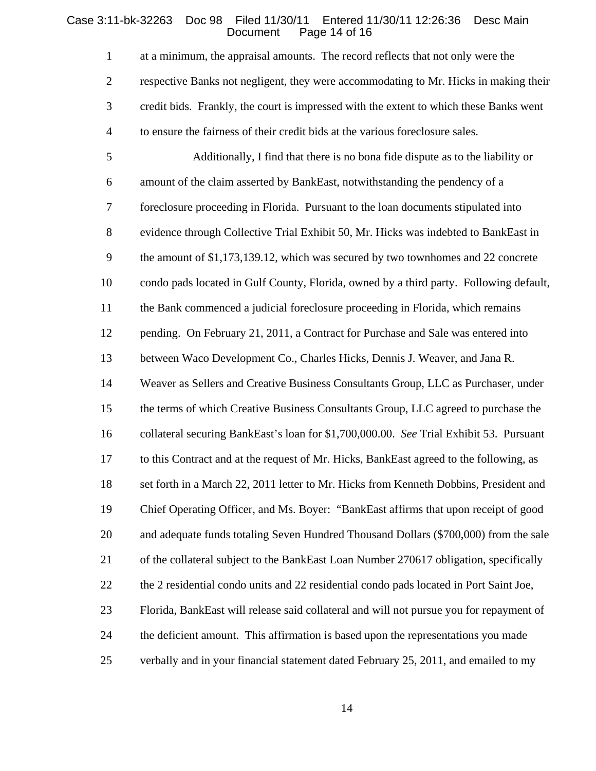at a minimum, the appraisal amounts. The record reflects that not only were the respective Banks not negligent, they were accommodating to Mr. Hicks in making their credit bids. Frankly, the court is impressed with the extent to which these Banks went to ensure the fairness of their credit bids at the various foreclosure sales.

Additionally, I find that there is no bona fide dispute as to the liability or amount of the claim asserted by BankEast, notwithstanding the pendency of a foreclosure proceeding in Florida. Pursuant to the loan documents stipulated into evidence through Collective Trial Exhibit 50, Mr. Hicks was indebted to BankEast in the amount of $1,173,139.12, which was secured by two townhomes and 22 concrete condo pads located in Gulf County, Florida, owned by a third party. Following default, the Bank commenced a judicial foreclosure proceeding in Florida, which remains pending. On February 21, 2011, a Contract for Purchase and Sale was entered into between Waco Development Co., Charles Hicks, Dennis J. Weaver, and Jana R. Weaver as Sellers and Creative Business Consultants Group, LLC as Purchaser, under the terms of which Creative Business Consultants Group, LLC agreed to purchase the collateral securing BankEast's loan for $1,700,000.00. *See* Trial Exhibit 53. Pursuant to this Contract and at the request of Mr. Hicks, BankEast agreed to the following, as set forth in a March 22, 2011 letter to Mr. Hicks from Kenneth Dobbins, President and Chief Operating Officer, and Ms. Boyer: "BankEast affirms that upon receipt of good and adequate funds totaling Seven Hundred Thousand Dollars ($700,000) from the sale of the collateral subject to the BankEast Loan Number 270617 obligation, specifically the 2 residential condo units and 22 residential condo pads located in Port Saint Joe, Florida, BankEast will release said collateral and will not pursue you for repayment of the deficient amount. This affirmation is based upon the representations you made verbally and in your financial statement dated February 25, 2011, and emailed to my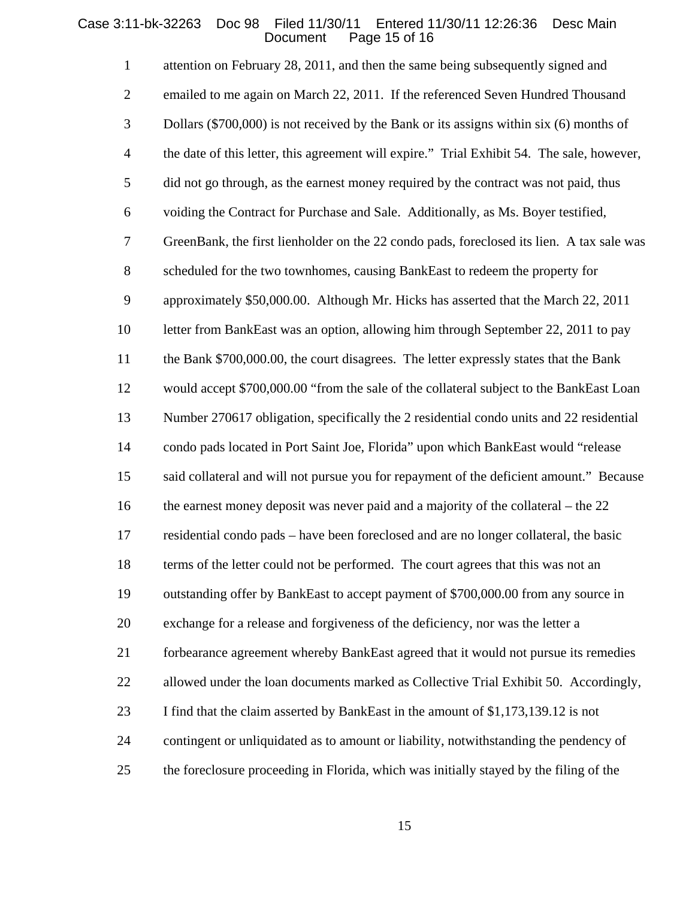attention on February 28, 2011, and then the same being subsequently signed and emailed to me again on March 22, 2011. If the referenced Seven Hundred Thousand Dollars ($700,000) is not received by the Bank or its assigns within six (6) months of the date of this letter, this agreement will expire." Trial Exhibit 54. The sale, however, did not go through, as the earnest money required by the contract was not paid, thus voiding the Contract for Purchase and Sale. Additionally, as Ms. Boyer testified, GreenBank, the first lienholder on the 22 condo pads, foreclosed its lien. A tax sale was scheduled for the two townhomes, causing BankEast to redeem the property for approximately $50,000.00. Although Mr. Hicks has asserted that the March 22, 2011 letter from BankEast was an option, allowing him through September 22, 2011 to pay the Bank $700,000.00, the court disagrees. The letter expressly states that the Bank would accept $700,000.00 "from the sale of the collateral subject to the BankEast Loan Number 270617 obligation, specifically the 2 residential condo units and 22 residential condo pads located in Port Saint Joe, Florida" upon which BankEast would "release said collateral and will not pursue you for repayment of the deficient amount." Because the earnest money deposit was never paid and a majority of the collateral – the 22 residential condo pads – have been foreclosed and are no longer collateral, the basic terms of the letter could not be performed. The court agrees that this was not an outstanding offer by BankEast to accept payment of $700,000.00 from any source in exchange for a release and forgiveness of the deficiency, nor was the letter a forbearance agreement whereby BankEast agreed that it would not pursue its remedies allowed under the loan documents marked as Collective Trial Exhibit 50. Accordingly, I find that the claim asserted by BankEast in the amount of $1,173,139.12 is not contingent or unliquidated as to amount or liability, notwithstanding the pendency of the foreclosure proceeding in Florida, which was initially stayed by the filing of the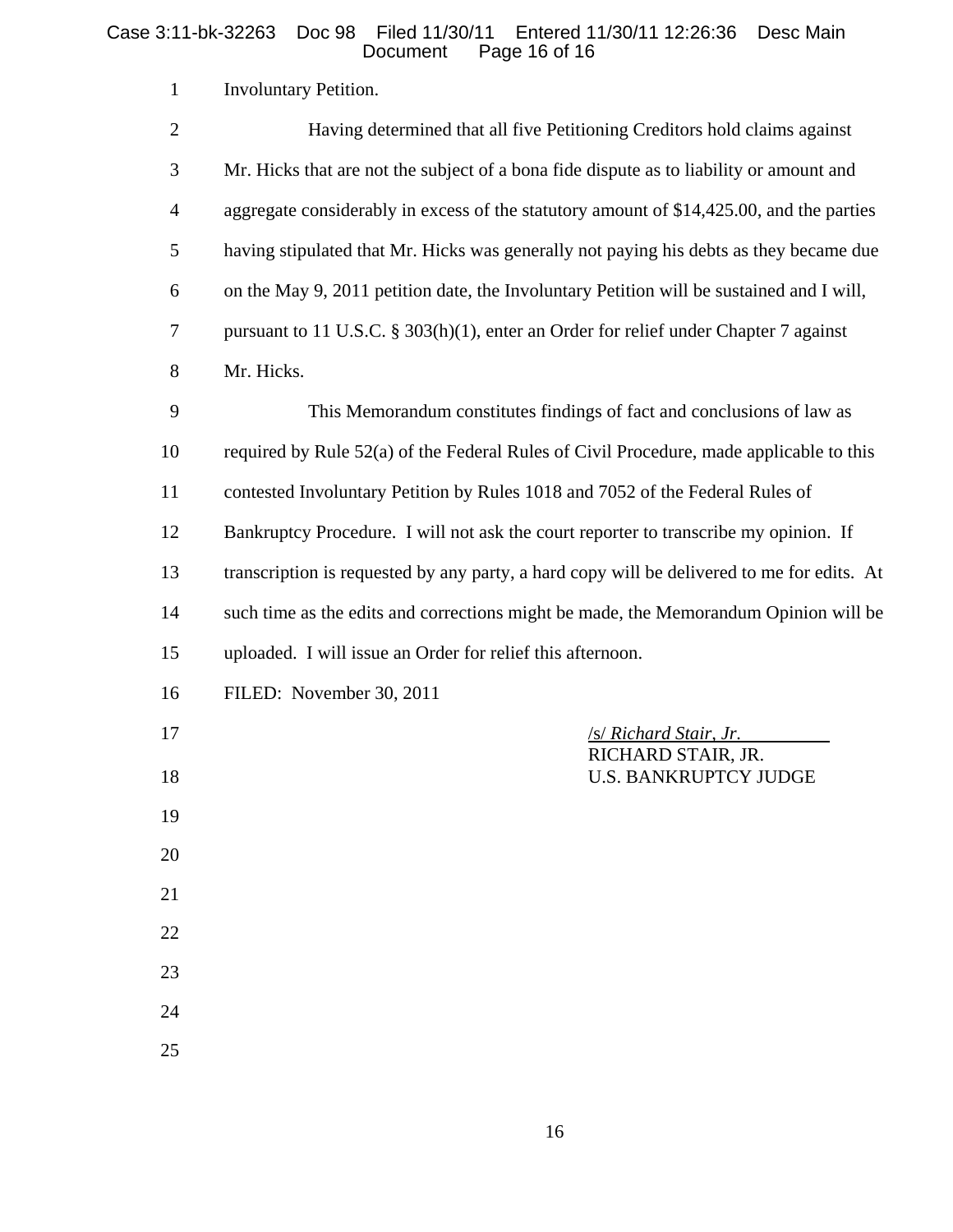Involuntary Petition.

Having determined that all five Petitioning Creditors hold claims against Mr. Hicks that are not the subject of a bona fide dispute as to liability or amount and aggregate considerably in excess of the statutory amount of $14,425.00, and the parties having stipulated that Mr. Hicks was generally not paying his debts as they became due on the May 9, 2011 petition date, the Involuntary Petition will be sustained and I will, pursuant to 11 U.S.C. § 303(h)(1), enter an Order for relief under Chapter 7 against Mr. Hicks.

This Memorandum constitutes findings of fact and conclusions of law as required by Rule 52(a) of the Federal Rules of Civil Procedure, made applicable to this contested Involuntary Petition by Rules 1018 and 7052 of the Federal Rules of Bankruptcy Procedure. I will not ask the court reporter to transcribe my opinion. If transcription is requested by any party, a hard copy will be delivered to me for edits. At such time as the edits and corrections might be made, the Memorandum Opinion will be uploaded. I will issue an Order for relief this afternoon.

FILED: November 30, 2011

/s/ *Richard Stair, Jr.*
RICHARD STAIR, JR.
U.S. BANKRUPTCY JUDGE